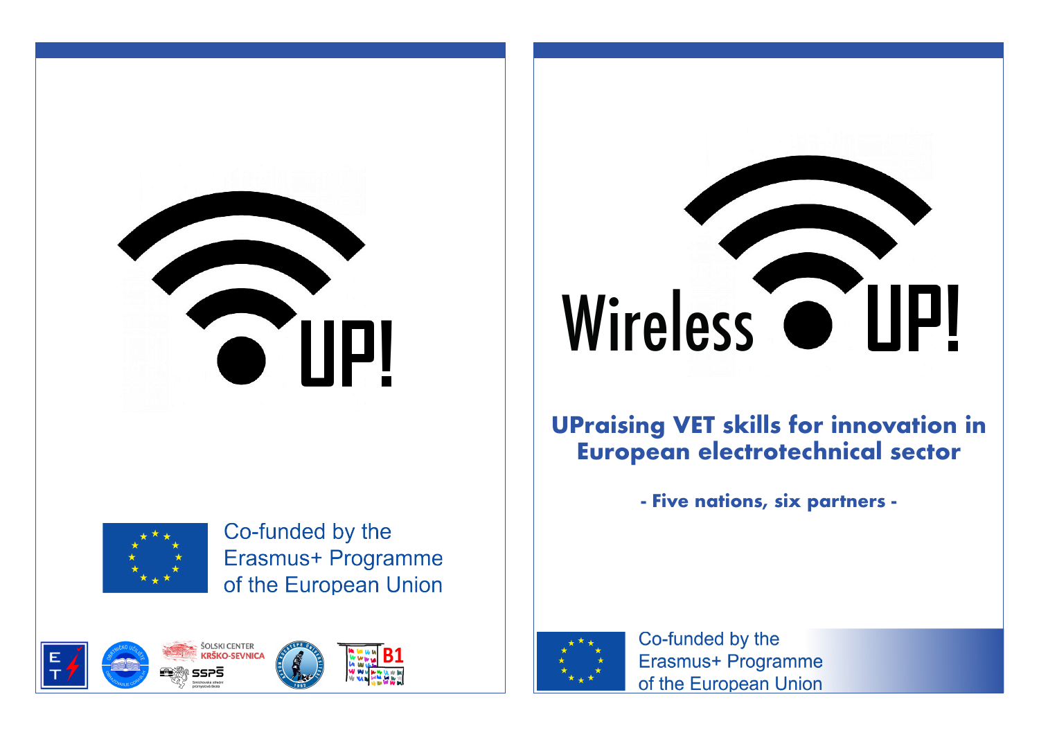UP!

Co-funded by the
Erasmus+ Programme
of the European Union

ŠOLSKI CENTER KRŠKO-SEVNICA

SSPŠ

B1

# Wireless UP!

## UPraising VET skills for innovation in European electrotechnical sector

**- Five nations, six partners -**

Co-funded by the
Erasmus+ Programme
of the European Union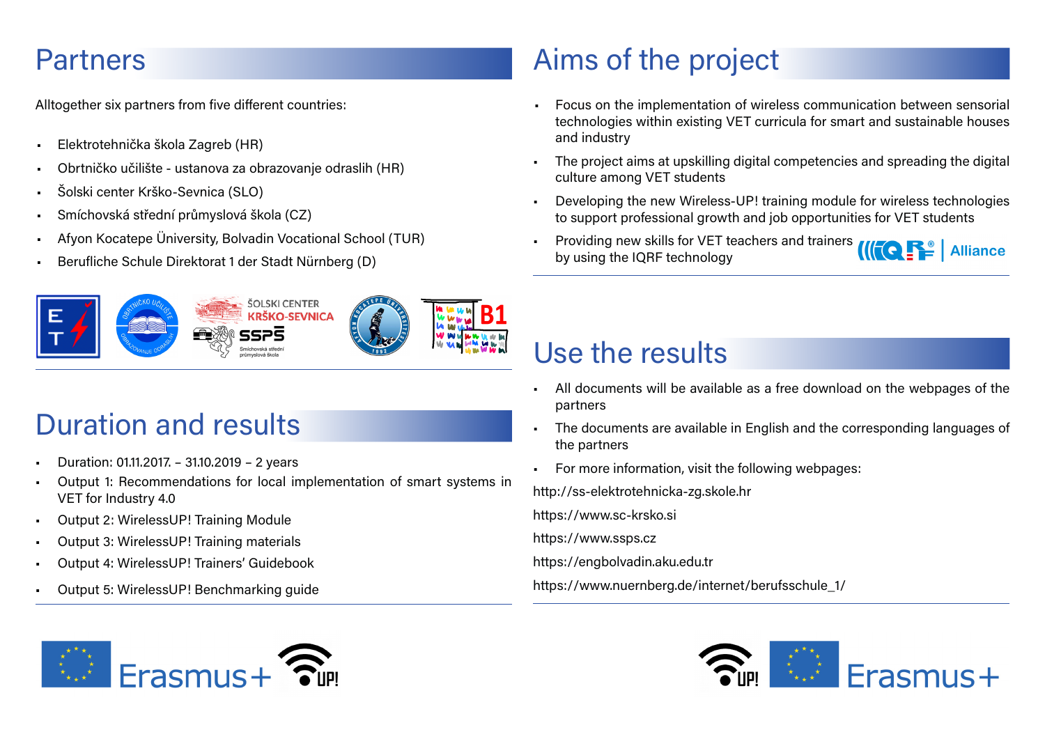## Partners

Alltogether six partners from five different countries:

- Elektrotehnička škola Zagreb (HR)
- Obrtničko učilište - ustanova za obrazovanje odraslih (HR)
- Šolski center Krško-Sevnica (SLO)
- Smíchovská střední průmyslová škola (CZ)
- Afyon Kocatepe Üniversity, Bolvadin Vocational School (TUR)
- Berufliche Schule Direktorat 1 der Stadt Nürnberg (D)

## Duration and results

- Duration: 01.11.2017. – 31.10.2019 – 2 years
- Output 1: Recommendations for local implementation of smart systems in VET for Industry 4.0
- Output 2: WirelessUP! Training Module
- Output 3: WirelessUP! Training materials
- Output 4: WirelessUP! Trainers' Guidebook
- Output 5: WirelessUP! Benchmarking guide

## Aims of the project

- Focus on the implementation of wireless communication between sensorial technologies within existing VET curricula for smart and sustainable houses and industry
- The project aims at upskilling digital competencies and spreading the digital culture among VET students
- Developing the new Wireless-UP! training module for wireless technologies to support professional growth and job opportunities for VET students
- Providing new skills for VET teachers and trainers by using the IQRF technology

## Use the results

- All documents will be available as a free download on the webpages of the partners
- The documents are available in English and the corresponding languages of the partners
- For more information, visit the following webpages:

http://ss-elektrotehnicka-zg.skole.hr

https://www.sc-krsko.si

https://www.ssps.cz

https://engbolvadin.aku.edu.tr

https://www.nuernberg.de/internet/berufsschule_1/